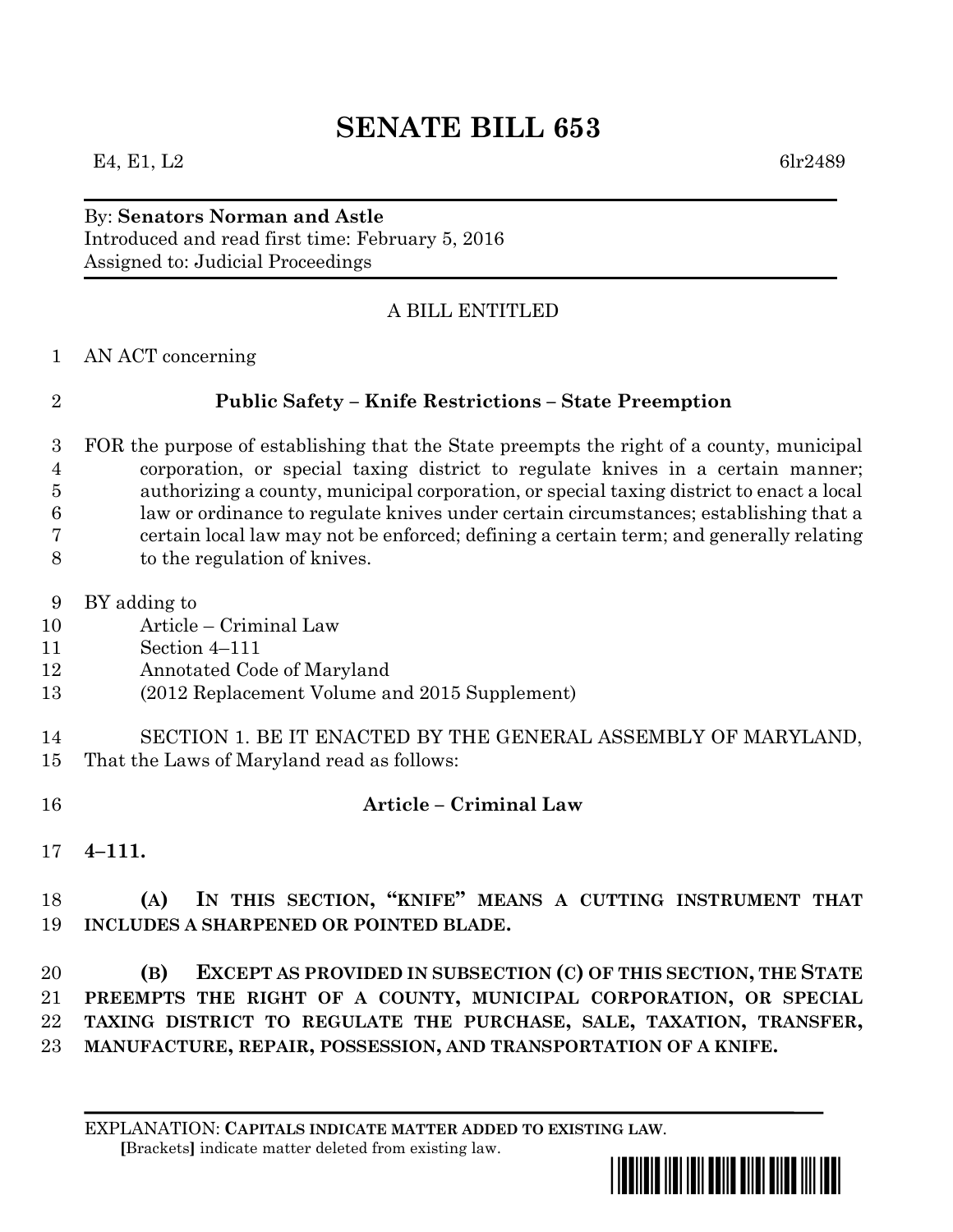# SENATE BILL 653

E4, E1, L2 6lr2489

By: **Senators Norman and Astle**
Introduced and read first time: February 5, 2016
Assigned to: Judicial Proceedings

A BILL ENTITLED

1 AN ACT concerning

2 **Public Safety – Knife Restrictions – State Preemption**

3 FOR the purpose of establishing that the State preempts the right of a county, municipal
4 corporation, or special taxing district to regulate knives in a certain manner;
5 authorizing a county, municipal corporation, or special taxing district to enact a local
6 law or ordinance to regulate knives under certain circumstances; establishing that a
7 certain local law may not be enforced; defining a certain term; and generally relating
8 to the regulation of knives.

9 BY adding to
10 Article – Criminal Law
11 Section 4–111
12 Annotated Code of Maryland
13 (2012 Replacement Volume and 2015 Supplement)

14 SECTION 1. BE IT ENACTED BY THE GENERAL ASSEMBLY OF MARYLAND,
15 That the Laws of Maryland read as follows:

16 **Article – Criminal Law**

17 **4–111.**

18 **(A) IN THIS SECTION, "KNIFE" MEANS A CUTTING INSTRUMENT THAT**
19 **INCLUDES A SHARPENED OR POINTED BLADE.**

20 **(B) EXCEPT AS PROVIDED IN SUBSECTION (C) OF THIS SECTION, THE STATE**
21 **PREEMPTS THE RIGHT OF A COUNTY, MUNICIPAL CORPORATION, OR SPECIAL**
22 **TAXING DISTRICT TO REGULATE THE PURCHASE, SALE, TAXATION, TRANSFER,**
23 **MANUFACTURE, REPAIR, POSSESSION, AND TRANSPORTATION OF A KNIFE.**

EXPLANATION: **CAPITALS INDICATE MATTER ADDED TO EXISTING LAW.**
[Brackets] indicate matter deleted from existing law.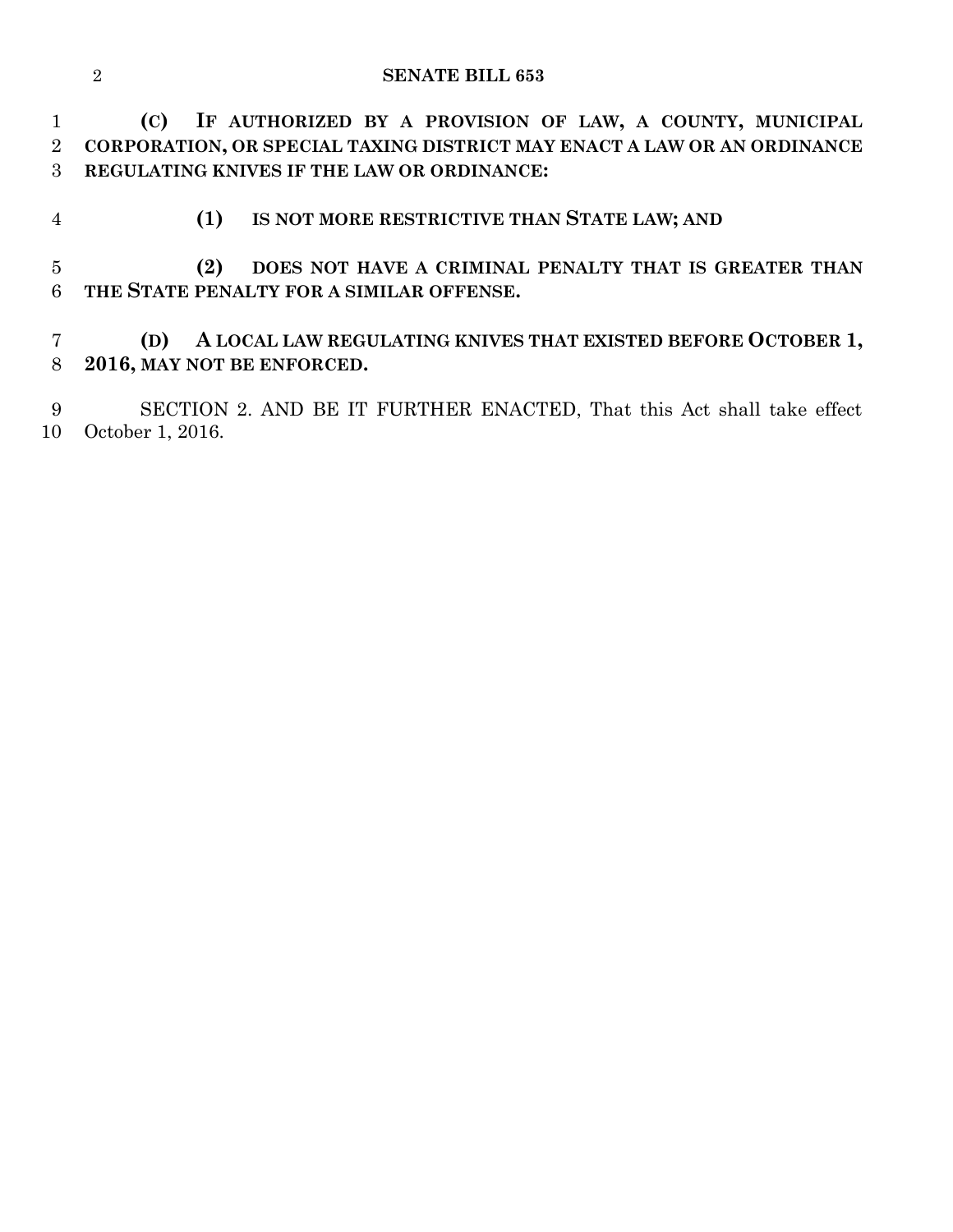**(C) IF AUTHORIZED BY A PROVISION OF LAW, A COUNTY, MUNICIPAL CORPORATION, OR SPECIAL TAXING DISTRICT MAY ENACT A LAW OR AN ORDINANCE REGULATING KNIVES IF THE LAW OR ORDINANCE:**

**(1) IS NOT MORE RESTRICTIVE THAN STATE LAW; AND**

**(2) DOES NOT HAVE A CRIMINAL PENALTY THAT IS GREATER THAN THE STATE PENALTY FOR A SIMILAR OFFENSE.**

**(D) A LOCAL LAW REGULATING KNIVES THAT EXISTED BEFORE OCTOBER 1, 2016, MAY NOT BE ENFORCED.**

SECTION 2. AND BE IT FURTHER ENACTED, That this Act shall take effect October 1, 2016.